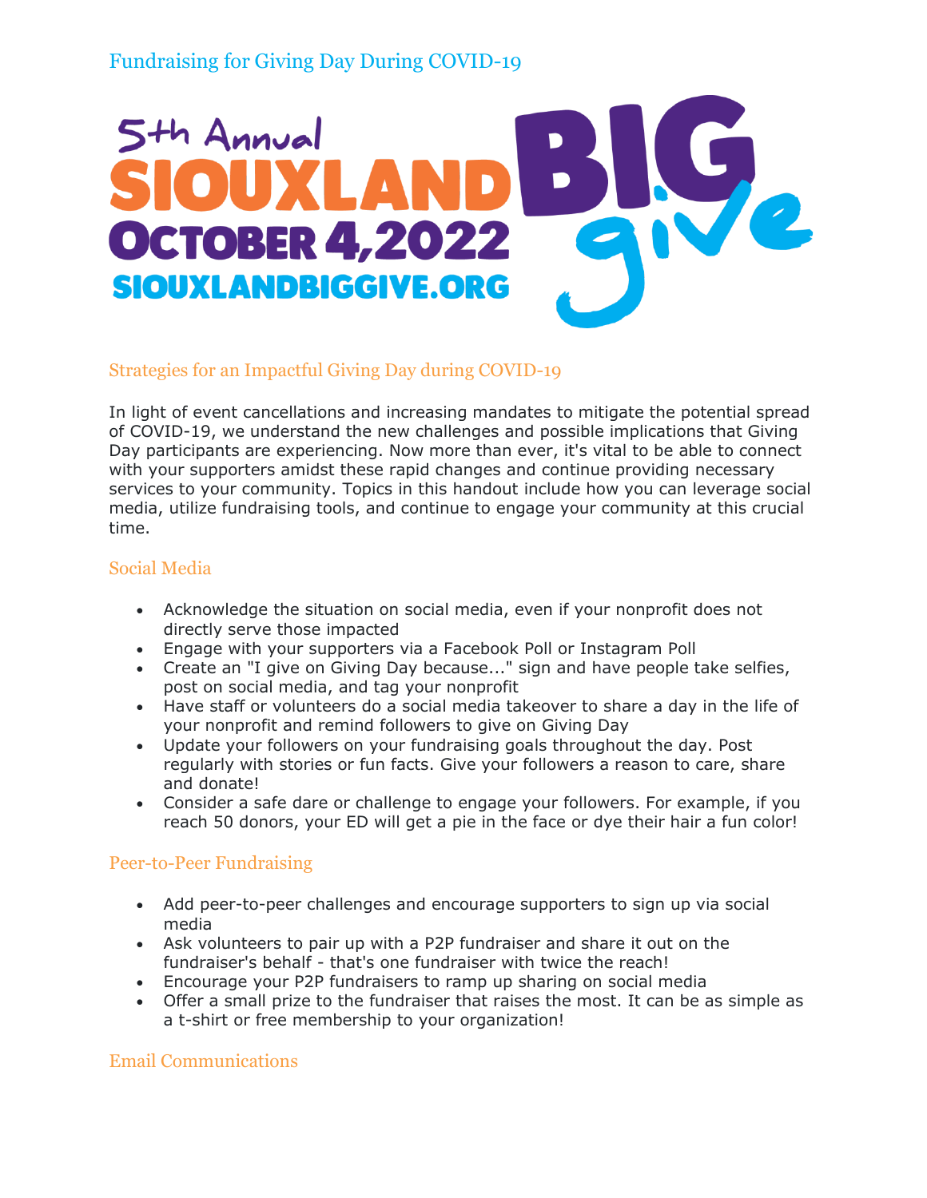# Fundraising for Giving Day During COVID-19

5th Annual
SIOUXLAND BIG give
OCTOBER 4, 2022
SIOUXLANDBIGGIVE.ORG

## Strategies for an Impactful Giving Day during COVID-19

In light of event cancellations and increasing mandates to mitigate the potential spread of COVID-19, we understand the new challenges and possible implications that Giving Day participants are experiencing. Now more than ever, it's vital to be able to connect with your supporters amidst these rapid changes and continue providing necessary services to your community. Topics in this handout include how you can leverage social media, utilize fundraising tools, and continue to engage your community at this crucial time.

## Social Media

- Acknowledge the situation on social media, even if your nonprofit does not directly serve those impacted
- Engage with your supporters via a Facebook Poll or Instagram Poll
- Create an "I give on Giving Day because..." sign and have people take selfies, post on social media, and tag your nonprofit
- Have staff or volunteers do a social media takeover to share a day in the life of your nonprofit and remind followers to give on Giving Day
- Update your followers on your fundraising goals throughout the day. Post regularly with stories or fun facts. Give your followers a reason to care, share and donate!
- Consider a safe dare or challenge to engage your followers. For example, if you reach 50 donors, your ED will get a pie in the face or dye their hair a fun color!

## Peer-to-Peer Fundraising

- Add peer-to-peer challenges and encourage supporters to sign up via social media
- Ask volunteers to pair up with a P2P fundraiser and share it out on the fundraiser's behalf - that's one fundraiser with twice the reach!
- Encourage your P2P fundraisers to ramp up sharing on social media
- Offer a small prize to the fundraiser that raises the most. It can be as simple as a t-shirt or free membership to your organization!

## Email Communications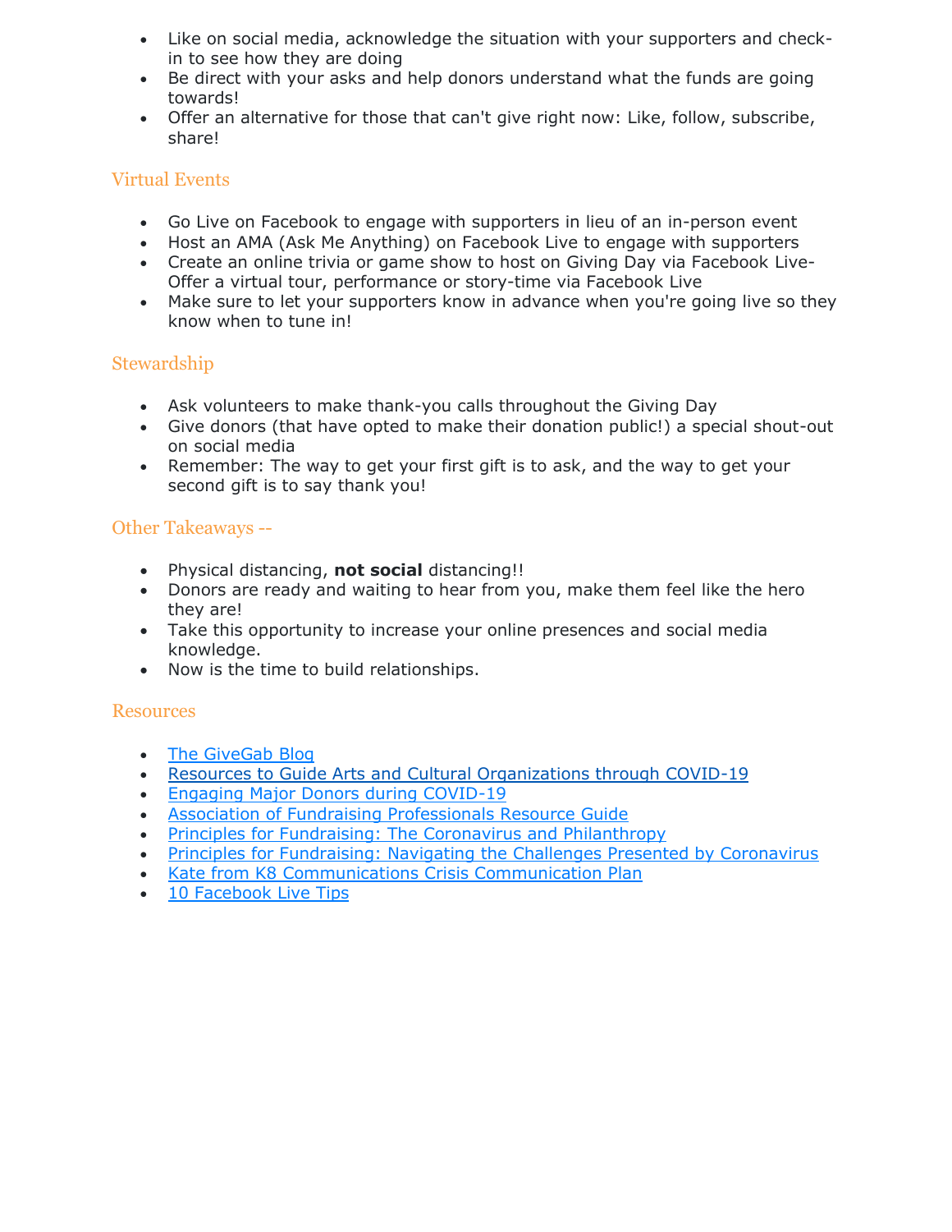- Like on social media, acknowledge the situation with your supporters and check-in to see how they are doing
- Be direct with your asks and help donors understand what the funds are going towards!
- Offer an alternative for those that can't give right now: Like, follow, subscribe, share!

## Virtual Events

- Go Live on Facebook to engage with supporters in lieu of an in-person event
- Host an AMA (Ask Me Anything) on Facebook Live to engage with supporters
- Create an online trivia or game show to host on Giving Day via Facebook Live- Offer a virtual tour, performance or story-time via Facebook Live
- Make sure to let your supporters know in advance when you're going live so they know when to tune in!

## Stewardship

- Ask volunteers to make thank-you calls throughout the Giving Day
- Give donors (that have opted to make their donation public!) a special shout-out on social media
- Remember: The way to get your first gift is to ask, and the way to get your second gift is to say thank you!

## Other Takeaways --

- Physical distancing, **not social** distancing!!
- Donors are ready and waiting to hear from you, make them feel like the hero they are!
- Take this opportunity to increase your online presences and social media knowledge.
- Now is the time to build relationships.

## Resources

- The GiveGab Blog
- Resources to Guide Arts and Cultural Organizations through COVID-19
- Engaging Major Donors during COVID-19
- Association of Fundraising Professionals Resource Guide
- Principles for Fundraising: The Coronavirus and Philanthropy
- Principles for Fundraising: Navigating the Challenges Presented by Coronavirus
- Kate from K8 Communications Crisis Communication Plan
- 10 Facebook Live Tips